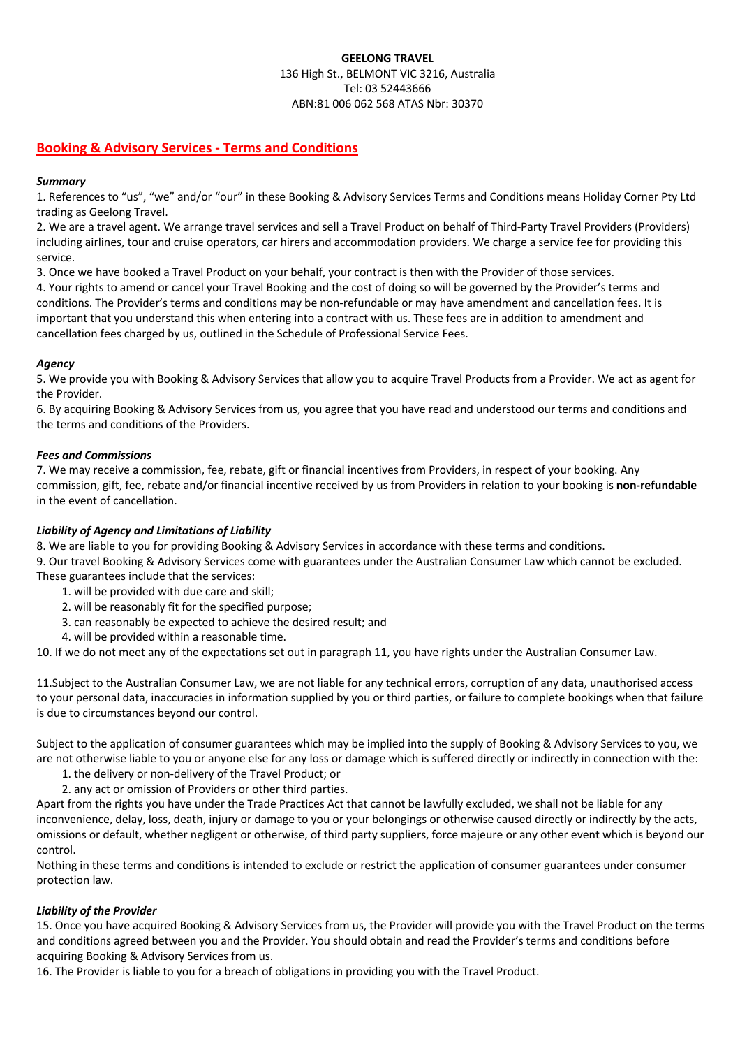**GEELONG TRAVEL**
136 High St., BELMONT VIC 3216, Australia
Tel: 03 52443666
ABN:81 006 062 568 ATAS Nbr: 30370

## Booking & Advisory Services - Terms and Conditions

***Summary***

1. References to "us", "we" and/or "our" in these Booking & Advisory Services Terms and Conditions means Holiday Corner Pty Ltd trading as Geelong Travel.
2. We are a travel agent. We arrange travel services and sell a Travel Product on behalf of Third-Party Travel Providers (Providers) including airlines, tour and cruise operators, car hirers and accommodation providers. We charge a service fee for providing this service.
3. Once we have booked a Travel Product on your behalf, your contract is then with the Provider of those services.
4. Your rights to amend or cancel your Travel Booking and the cost of doing so will be governed by the Provider's terms and conditions. The Provider's terms and conditions may be non-refundable or may have amendment and cancellation fees. It is important that you understand this when entering into a contract with us. These fees are in addition to amendment and cancellation fees charged by us, outlined in the Schedule of Professional Service Fees.

***Agency***

5. We provide you with Booking & Advisory Services that allow you to acquire Travel Products from a Provider. We act as agent for the Provider.
6. By acquiring Booking & Advisory Services from us, you agree that you have read and understood our terms and conditions and the terms and conditions of the Providers.

***Fees and Commissions***

7. We may receive a commission, fee, rebate, gift or financial incentives from Providers, in respect of your booking. Any commission, gift, fee, rebate and/or financial incentive received by us from Providers in relation to your booking is **non-refundable** in the event of cancellation.

***Liability of Agency and Limitations of Liability***

8. We are liable to you for providing Booking & Advisory Services in accordance with these terms and conditions.
9. Our travel Booking & Advisory Services come with guarantees under the Australian Consumer Law which cannot be excluded. These guarantees include that the services:
    1. will be provided with due care and skill;
    2. will be reasonably fit for the specified purpose;
    3. can reasonably be expected to achieve the desired result; and
    4. will be provided within a reasonable time.

10. If we do not meet any of the expectations set out in paragraph 11, you have rights under the Australian Consumer Law.

11. Subject to the Australian Consumer Law, we are not liable for any technical errors, corruption of any data, unauthorised access to your personal data, inaccuracies in information supplied by you or third parties, or failure to complete bookings when that failure is due to circumstances beyond our control.

Subject to the application of consumer guarantees which may be implied into the supply of Booking & Advisory Services to you, we are not otherwise liable to you or anyone else for any loss or damage which is suffered directly or indirectly in connection with the:

1. the delivery or non-delivery of the Travel Product; or
2. any act or omission of Providers or other third parties.

Apart from the rights you have under the Trade Practices Act that cannot be lawfully excluded, we shall not be liable for any inconvenience, delay, loss, death, injury or damage to you or your belongings or otherwise caused directly or indirectly by the acts, omissions or default, whether negligent or otherwise, of third party suppliers, force majeure or any other event which is beyond our control.

Nothing in these terms and conditions is intended to exclude or restrict the application of consumer guarantees under consumer protection law.

***Liability of the Provider***

15. Once you have acquired Booking & Advisory Services from us, the Provider will provide you with the Travel Product on the terms and conditions agreed between you and the Provider. You should obtain and read the Provider's terms and conditions before acquiring Booking & Advisory Services from us.
16. The Provider is liable to you for a breach of obligations in providing you with the Travel Product.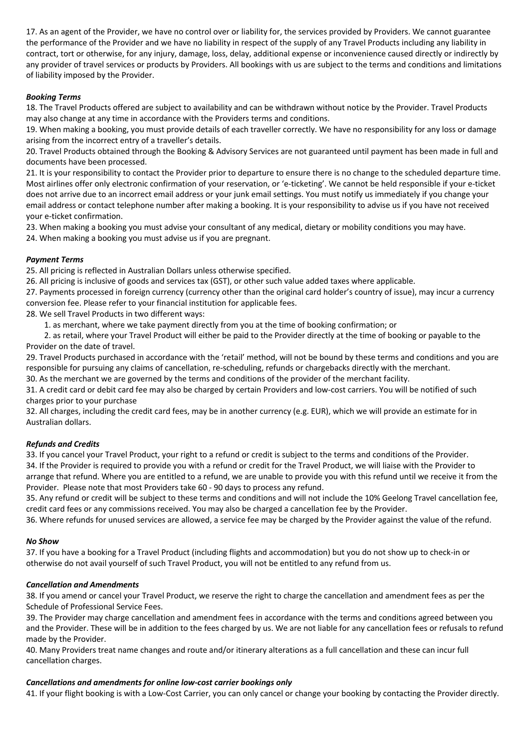17. As an agent of the Provider, we have no control over or liability for, the services provided by Providers. We cannot guarantee the performance of the Provider and we have no liability in respect of the supply of any Travel Products including any liability in contract, tort or otherwise, for any injury, damage, loss, delay, additional expense or inconvenience caused directly or indirectly by any provider of travel services or products by Providers. All bookings with us are subject to the terms and conditions and limitations of liability imposed by the Provider.

***Booking Terms***

18. The Travel Products offered are subject to availability and can be withdrawn without notice by the Provider. Travel Products may also change at any time in accordance with the Providers terms and conditions.

19. When making a booking, you must provide details of each traveller correctly. We have no responsibility for any loss or damage arising from the incorrect entry of a traveller's details.

20. Travel Products obtained through the Booking & Advisory Services are not guaranteed until payment has been made in full and documents have been processed.

21. It is your responsibility to contact the Provider prior to departure to ensure there is no change to the scheduled departure time. Most airlines offer only electronic confirmation of your reservation, or 'e-ticketing'. We cannot be held responsible if your e-ticket does not arrive due to an incorrect email address or your junk email settings. You must notify us immediately if you change your email address or contact telephone number after making a booking. It is your responsibility to advise us if you have not received your e-ticket confirmation.

23. When making a booking you must advise your consultant of any medical, dietary or mobility conditions you may have.

24. When making a booking you must advise us if you are pregnant.

***Payment Terms***

25. All pricing is reflected in Australian Dollars unless otherwise specified.

26. All pricing is inclusive of goods and services tax (GST), or other such value added taxes where applicable.

27. Payments processed in foreign currency (currency other than the original card holder's country of issue), may incur a currency conversion fee. Please refer to your financial institution for applicable fees.

28. We sell Travel Products in two different ways:

1. as merchant, where we take payment directly from you at the time of booking confirmation; or
2. as retail, where your Travel Product will either be paid to the Provider directly at the time of booking or payable to the Provider on the date of travel.

29. Travel Products purchased in accordance with the 'retail' method, will not be bound by these terms and conditions and you are responsible for pursuing any claims of cancellation, re-scheduling, refunds or chargebacks directly with the merchant.

30. As the merchant we are governed by the terms and conditions of the provider of the merchant facility.

31. A credit card or debit card fee may also be charged by certain Providers and low-cost carriers. You will be notified of such charges prior to your purchase

32. All charges, including the credit card fees, may be in another currency (e.g. EUR), which we will provide an estimate for in Australian dollars.

***Refunds and Credits***

33. If you cancel your Travel Product, your right to a refund or credit is subject to the terms and conditions of the Provider.

34. If the Provider is required to provide you with a refund or credit for the Travel Product, we will liaise with the Provider to arrange that refund. Where you are entitled to a refund, we are unable to provide you with this refund until we receive it from the Provider. Please note that most Providers take 60 - 90 days to process any refund.

35. Any refund or credit will be subject to these terms and conditions and will not include the 10% Geelong Travel cancellation fee, credit card fees or any commissions received. You may also be charged a cancellation fee by the Provider.

36. Where refunds for unused services are allowed, a service fee may be charged by the Provider against the value of the refund.

***No Show***

37. If you have a booking for a Travel Product (including flights and accommodation) but you do not show up to check-in or otherwise do not avail yourself of such Travel Product, you will not be entitled to any refund from us.

***Cancellation and Amendments***

38. If you amend or cancel your Travel Product, we reserve the right to charge the cancellation and amendment fees as per the Schedule of Professional Service Fees.

39. The Provider may charge cancellation and amendment fees in accordance with the terms and conditions agreed between you and the Provider. These will be in addition to the fees charged by us. We are not liable for any cancellation fees or refusals to refund made by the Provider.

40. Many Providers treat name changes and route and/or itinerary alterations as a full cancellation and these can incur full cancellation charges.

***Cancellations and amendments for online low-cost carrier bookings only***

41. If your flight booking is with a Low-Cost Carrier, you can only cancel or change your booking by contacting the Provider directly.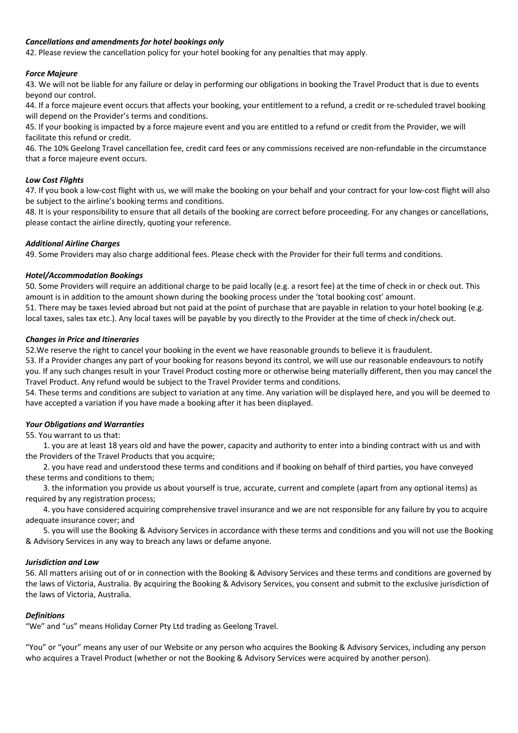***Cancellations and amendments for hotel bookings only***

42. Please review the cancellation policy for your hotel booking for any penalties that may apply.

***Force Majeure***

43. We will not be liable for any failure or delay in performing our obligations in booking the Travel Product that is due to events beyond our control.

44. If a force majeure event occurs that affects your booking, your entitlement to a refund, a credit or re-scheduled travel booking will depend on the Provider's terms and conditions.

45. If your booking is impacted by a force majeure event and you are entitled to a refund or credit from the Provider, we will facilitate this refund or credit.

46. The 10% Geelong Travel cancellation fee, credit card fees or any commissions received are non-refundable in the circumstance that a force majeure event occurs.

***Low Cost Flights***

47. If you book a low-cost flight with us, we will make the booking on your behalf and your contract for your low-cost flight will also be subject to the airline's booking terms and conditions.

48. It is your responsibility to ensure that all details of the booking are correct before proceeding. For any changes or cancellations, please contact the airline directly, quoting your reference.

***Additional Airline Charges***

49. Some Providers may also charge additional fees. Please check with the Provider for their full terms and conditions.

***Hotel/Accommodation Bookings***

50. Some Providers will require an additional charge to be paid locally (e.g. a resort fee) at the time of check in or check out. This amount is in addition to the amount shown during the booking process under the 'total booking cost' amount.

51. There may be taxes levied abroad but not paid at the point of purchase that are payable in relation to your hotel booking (e.g. local taxes, sales tax etc.). Any local taxes will be payable by you directly to the Provider at the time of check in/check out.

***Changes in Price and Itineraries***

52.We reserve the right to cancel your booking in the event we have reasonable grounds to believe it is fraudulent.

53. If a Provider changes any part of your booking for reasons beyond its control, we will use our reasonable endeavours to notify you. If any such changes result in your Travel Product costing more or otherwise being materially different, then you may cancel the Travel Product. Any refund would be subject to the Travel Provider terms and conditions.

54. These terms and conditions are subject to variation at any time. Any variation will be displayed here, and you will be deemed to have accepted a variation if you have made a booking after it has been displayed.

***Your Obligations and Warranties***

55. You warrant to us that:

1. you are at least 18 years old and have the power, capacity and authority to enter into a binding contract with us and with the Providers of the Travel Products that you acquire;
2. you have read and understood these terms and conditions and if booking on behalf of third parties, you have conveyed these terms and conditions to them;
3. the information you provide us about yourself is true, accurate, current and complete (apart from any optional items) as required by any registration process;
4. you have considered acquiring comprehensive travel insurance and we are not responsible for any failure by you to acquire adequate insurance cover; and
5. you will use the Booking & Advisory Services in accordance with these terms and conditions and you will not use the Booking & Advisory Services in any way to breach any laws or defame anyone.

***Jurisdiction and Law***

56. All matters arising out of or in connection with the Booking & Advisory Services and these terms and conditions are governed by the laws of Victoria, Australia. By acquiring the Booking & Advisory Services, you consent and submit to the exclusive jurisdiction of the laws of Victoria, Australia.

***Definitions***

"We" and "us" means Holiday Corner Pty Ltd trading as Geelong Travel.

"You" or "your" means any user of our Website or any person who acquires the Booking & Advisory Services, including any person who acquires a Travel Product (whether or not the Booking & Advisory Services were acquired by another person).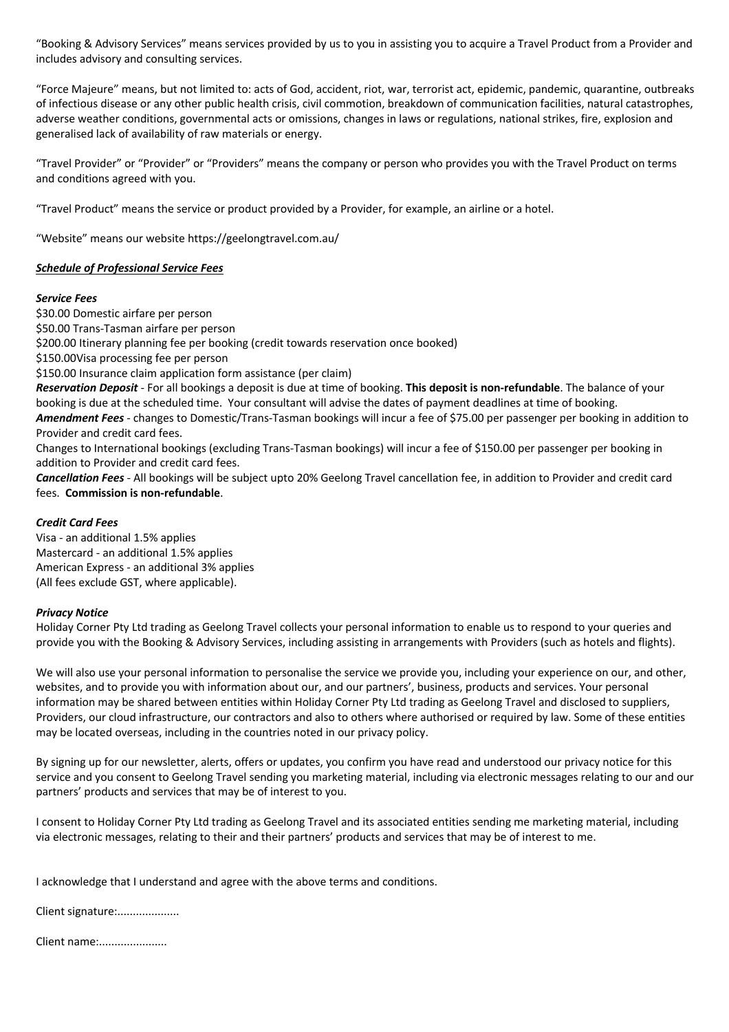"Booking & Advisory Services" means services provided by us to you in assisting you to acquire a Travel Product from a Provider and includes advisory and consulting services.

"Force Majeure" means, but not limited to: acts of God, accident, riot, war, terrorist act, epidemic, pandemic, quarantine, outbreaks of infectious disease or any other public health crisis, civil commotion, breakdown of communication facilities, natural catastrophes, adverse weather conditions, governmental acts or omissions, changes in laws or regulations, national strikes, fire, explosion and generalised lack of availability of raw materials or energy.

"Travel Provider" or "Provider" or "Providers" means the company or person who provides you with the Travel Product on terms and conditions agreed with you.

"Travel Product" means the service or product provided by a Provider, for example, an airline or a hotel.

"Website" means our website https://geelongtravel.com.au/

***Schedule of Professional Service Fees***

***Service Fees***

$30.00 Domestic airfare per person
$50.00 Trans-Tasman airfare per person
$200.00 Itinerary planning fee per booking (credit towards reservation once booked)
$150.00Visa processing fee per person
$150.00 Insurance claim application form assistance (per claim)

***Reservation Deposit*** - For all bookings a deposit is due at time of booking. **This deposit is non-refundable**. The balance of your booking is due at the scheduled time. Your consultant will advise the dates of payment deadlines at time of booking.

***Amendment Fees*** - changes to Domestic/Trans-Tasman bookings will incur a fee of $75.00 per passenger per booking in addition to Provider and credit card fees.

Changes to International bookings (excluding Trans-Tasman bookings) will incur a fee of $150.00 per passenger per booking in addition to Provider and credit card fees.

***Cancellation Fees*** - All bookings will be subject upto 20% Geelong Travel cancellation fee, in addition to Provider and credit card fees. **Commission is non-refundable**.

***Credit Card Fees***

Visa - an additional 1.5% applies
Mastercard - an additional 1.5% applies
American Express - an additional 3% applies
(All fees exclude GST, where applicable).

***Privacy Notice***

Holiday Corner Pty Ltd trading as Geelong Travel collects your personal information to enable us to respond to your queries and provide you with the Booking & Advisory Services, including assisting in arrangements with Providers (such as hotels and flights).

We will also use your personal information to personalise the service we provide you, including your experience on our, and other, websites, and to provide you with information about our, and our partners', business, products and services. Your personal information may be shared between entities within Holiday Corner Pty Ltd trading as Geelong Travel and disclosed to suppliers, Providers, our cloud infrastructure, our contractors and also to others where authorised or required by law. Some of these entities may be located overseas, including in the countries noted in our privacy policy.

By signing up for our newsletter, alerts, offers or updates, you confirm you have read and understood our privacy notice for this service and you consent to Geelong Travel sending you marketing material, including via electronic messages relating to our and our partners' products and services that may be of interest to you.

I consent to Holiday Corner Pty Ltd trading as Geelong Travel and its associated entities sending me marketing material, including via electronic messages, relating to their and their partners' products and services that may be of interest to me.

I acknowledge that I understand and agree with the above terms and conditions.

Client signature:....................

Client name:......................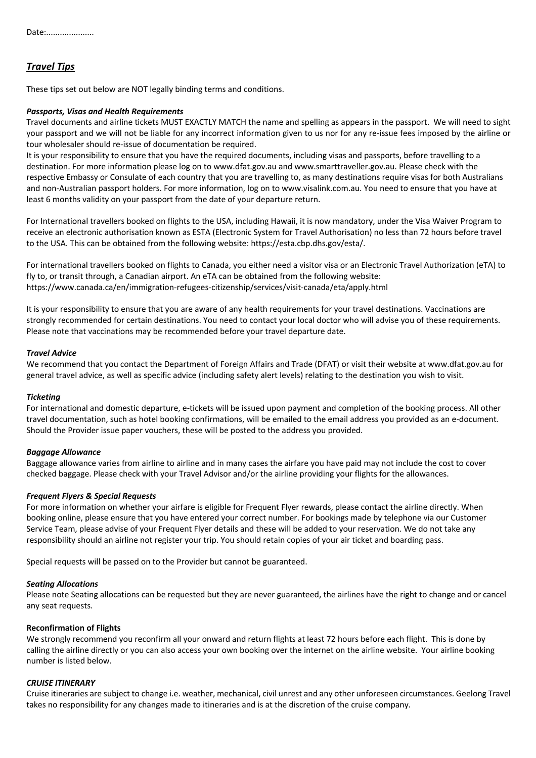Date:.....................

## ***Travel Tips***

These tips set out below are NOT legally binding terms and conditions.

### *Passports, Visas and Health Requirements*

Travel documents and airline tickets MUST EXACTLY MATCH the name and spelling as appears in the passport. We will need to sight your passport and we will not be liable for any incorrect information given to us nor for any re-issue fees imposed by the airline or tour wholesaler should re-issue of documentation be required.

It is your responsibility to ensure that you have the required documents, including visas and passports, before travelling to a destination. For more information please log on to www.dfat.gov.au and www.smarttraveller.gov.au. Please check with the respective Embassy or Consulate of each country that you are travelling to, as many destinations require visas for both Australians and non-Australian passport holders. For more information, log on to www.visalink.com.au. You need to ensure that you have at least 6 months validity on your passport from the date of your departure return.

For International travellers booked on flights to the USA, including Hawaii, it is now mandatory, under the Visa Waiver Program to receive an electronic authorisation known as ESTA (Electronic System for Travel Authorisation) no less than 72 hours before travel to the USA. This can be obtained from the following website: https://esta.cbp.dhs.gov/esta/.

For international travellers booked on flights to Canada, you either need a visitor visa or an Electronic Travel Authorization (eTA) to fly to, or transit through, a Canadian airport. An eTA can be obtained from the following website: https://www.canada.ca/en/immigration-refugees-citizenship/services/visit-canada/eta/apply.html

It is your responsibility to ensure that you are aware of any health requirements for your travel destinations. Vaccinations are strongly recommended for certain destinations. You need to contact your local doctor who will advise you of these requirements. Please note that vaccinations may be recommended before your travel departure date.

### *Travel Advice*

We recommend that you contact the Department of Foreign Affairs and Trade (DFAT) or visit their website at www.dfat.gov.au for general travel advice, as well as specific advice (including safety alert levels) relating to the destination you wish to visit.

### *Ticketing*

For international and domestic departure, e-tickets will be issued upon payment and completion of the booking process. All other travel documentation, such as hotel booking confirmations, will be emailed to the email address you provided as an e-document. Should the Provider issue paper vouchers, these will be posted to the address you provided.

### *Baggage Allowance*

Baggage allowance varies from airline to airline and in many cases the airfare you have paid may not include the cost to cover checked baggage. Please check with your Travel Advisor and/or the airline providing your flights for the allowances.

### *Frequent Flyers & Special Requests*

For more information on whether your airfare is eligible for Frequent Flyer rewards, please contact the airline directly. When booking online, please ensure that you have entered your correct number. For bookings made by telephone via our Customer Service Team, please advise of your Frequent Flyer details and these will be added to your reservation. We do not take any responsibility should an airline not register your trip. You should retain copies of your air ticket and boarding pass.

Special requests will be passed on to the Provider but cannot be guaranteed.

### *Seating Allocations*

Please note Seating allocations can be requested but they are never guaranteed, the airlines have the right to change and or cancel any seat requests.

### **Reconfirmation of Flights**

We strongly recommend you reconfirm all your onward and return flights at least 72 hours before each flight. This is done by calling the airline directly or you can also access your own booking over the internet on the airline website. Your airline booking number is listed below.

### ***CRUISE ITINERARY***

Cruise itineraries are subject to change i.e. weather, mechanical, civil unrest and any other unforeseen circumstances. Geelong Travel takes no responsibility for any changes made to itineraries and is at the discretion of the cruise company.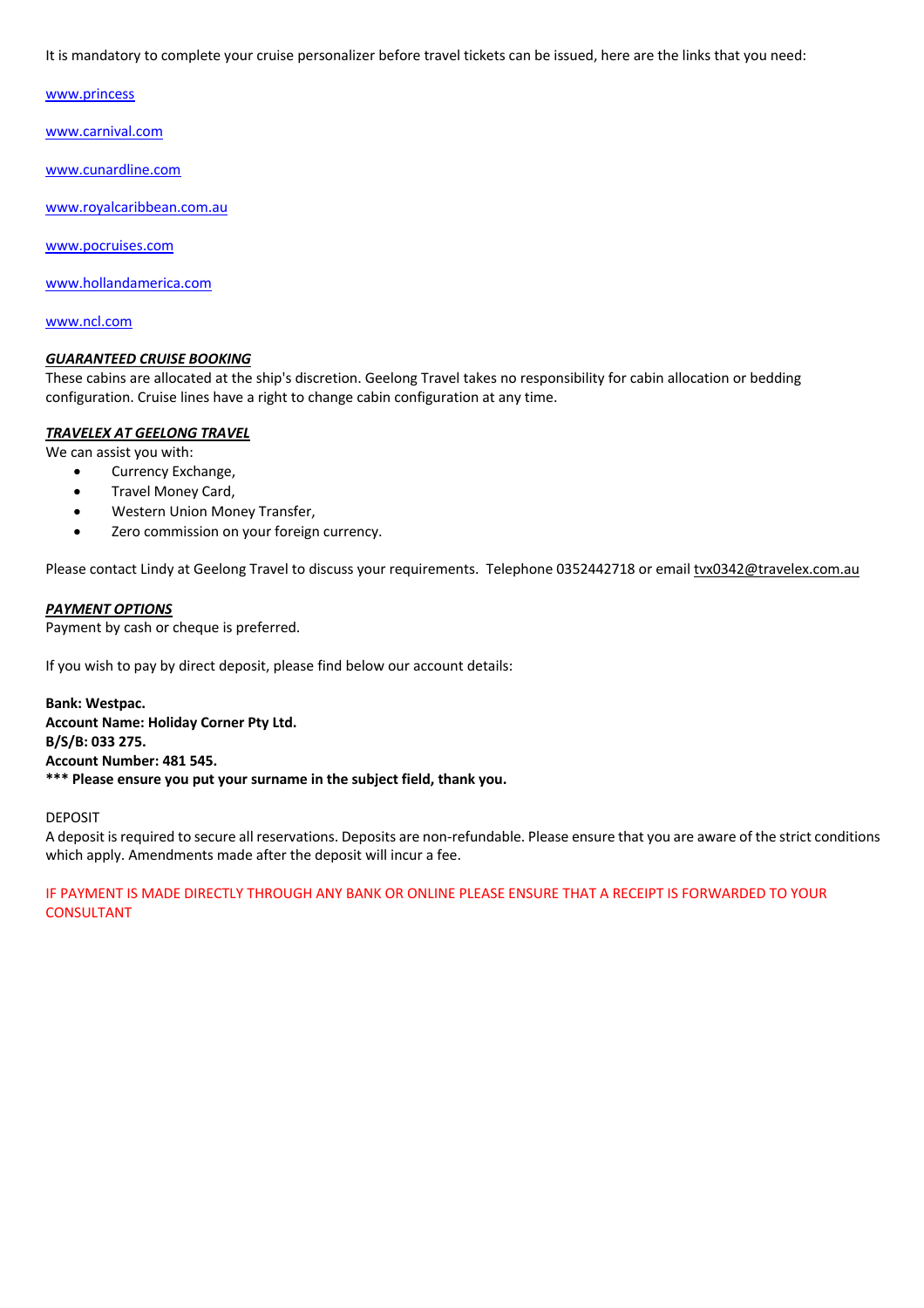It is mandatory to complete your cruise personalizer before travel tickets can be issued, here are the links that you need:

www.princess

www.carnival.com

www.cunardline.com

www.royalcaribbean.com.au

www.pocruises.com

www.hollandamerica.com

www.ncl.com

***GUARANTEED CRUISE BOOKING***

These cabins are allocated at the ship's discretion. Geelong Travel takes no responsibility for cabin allocation or bedding configuration. Cruise lines have a right to change cabin configuration at any time.

***TRAVELEX AT GEELONG TRAVEL***

We can assist you with:

- Currency Exchange,
- Travel Money Card,
- Western Union Money Transfer,
- Zero commission on your foreign currency.

Please contact Lindy at Geelong Travel to discuss your requirements. Telephone 0352442718 or email tvx0342@travelex.com.au

***PAYMENT OPTIONS***

Payment by cash or cheque is preferred.

If you wish to pay by direct deposit, please find below our account details:

**Bank: Westpac.**
**Account Name: Holiday Corner Pty Ltd.**
**B/S/B: 033 275.**
**Account Number: 481 545.**
**\*\*\* Please ensure you put your surname in the subject field, thank you.**

DEPOSIT

A deposit is required to secure all reservations. Deposits are non-refundable. Please ensure that you are aware of the strict conditions which apply. Amendments made after the deposit will incur a fee.

IF PAYMENT IS MADE DIRECTLY THROUGH ANY BANK OR ONLINE PLEASE ENSURE THAT A RECEIPT IS FORWARDED TO YOUR CONSULTANT